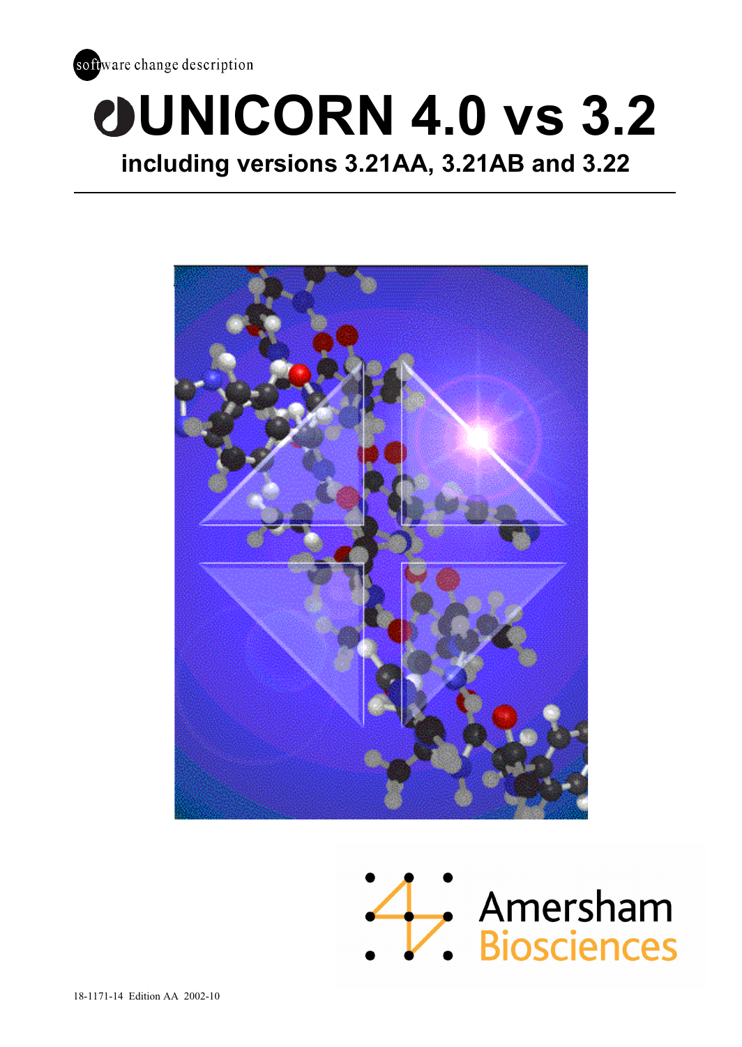software change description

# UNICORN 4.0 vs 3.2

## including versions 3.21AA, 3.21AB and 3.22

Amersham Biosciences

18-1171-14 Edition AA 2002-10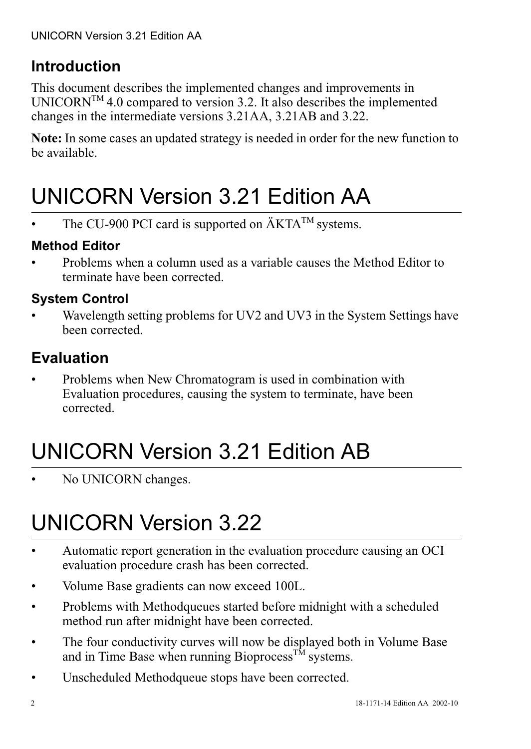## Introduction

This document describes the implemented changes and improvements in UNICORN™ 4.0 compared to version 3.2. It also describes the implemented changes in the intermediate versions 3.21AA, 3.21AB and 3.22.

**Note:** In some cases an updated strategy is needed in order for the new function to be available.

# UNICORN Version 3.21 Edition AA

- The CU-900 PCI card is supported on ÄKTA™ systems.

### Method Editor

- Problems when a column used as a variable causes the Method Editor to terminate have been corrected.

### System Control

- Wavelength setting problems for UV2 and UV3 in the System Settings have been corrected.

## Evaluation

- Problems when New Chromatogram is used in combination with Evaluation procedures, causing the system to terminate, have been corrected.

# UNICORN Version 3.21 Edition AB

- No UNICORN changes.

# UNICORN Version 3.22

- Automatic report generation in the evaluation procedure causing an OCI evaluation procedure crash has been corrected.
- Volume Base gradients can now exceed 100L.
- Problems with Methodqueues started before midnight with a scheduled method run after midnight have been corrected.
- The four conductivity curves will now be displayed both in Volume Base and in Time Base when running Bioprocess™ systems.
- Unscheduled Methodqueue stops have been corrected.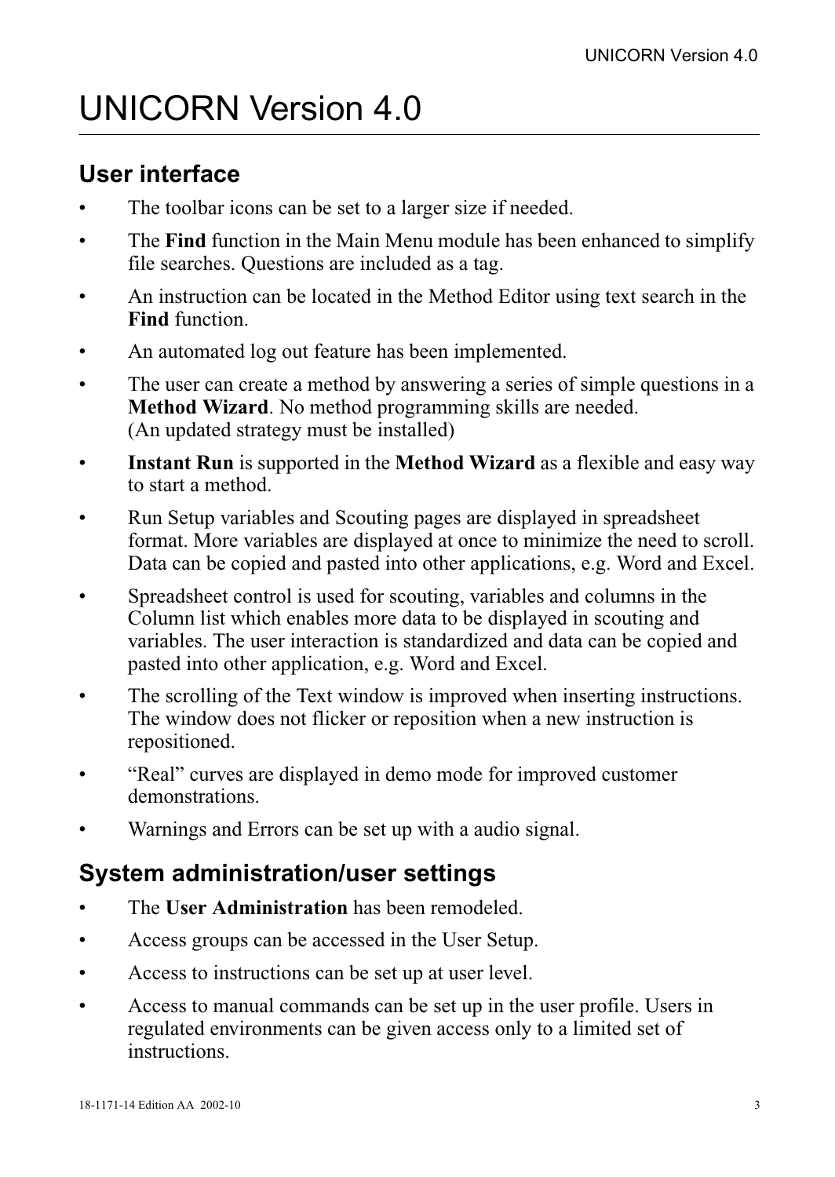# UNICORN Version 4.0

## User interface

- The toolbar icons can be set to a larger size if needed.
- The **Find** function in the Main Menu module has been enhanced to simplify file searches. Questions are included as a tag.
- An instruction can be located in the Method Editor using text search in the **Find** function.
- An automated log out feature has been implemented.
- The user can create a method by answering a series of simple questions in a **Method Wizard**. No method programming skills are needed. (An updated strategy must be installed)
- **Instant Run** is supported in the **Method Wizard** as a flexible and easy way to start a method.
- Run Setup variables and Scouting pages are displayed in spreadsheet format. More variables are displayed at once to minimize the need to scroll. Data can be copied and pasted into other applications, e.g. Word and Excel.
- Spreadsheet control is used for scouting, variables and columns in the Column list which enables more data to be displayed in scouting and variables. The user interaction is standardized and data can be copied and pasted into other application, e.g. Word and Excel.
- The scrolling of the Text window is improved when inserting instructions. The window does not flicker or reposition when a new instruction is repositioned.
- “Real” curves are displayed in demo mode for improved customer demonstrations.
- Warnings and Errors can be set up with a audio signal.

## System administration/user settings

- The **User Administration** has been remodeled.
- Access groups can be accessed in the User Setup.
- Access to instructions can be set up at user level.
- Access to manual commands can be set up in the user profile. Users in regulated environments can be given access only to a limited set of instructions.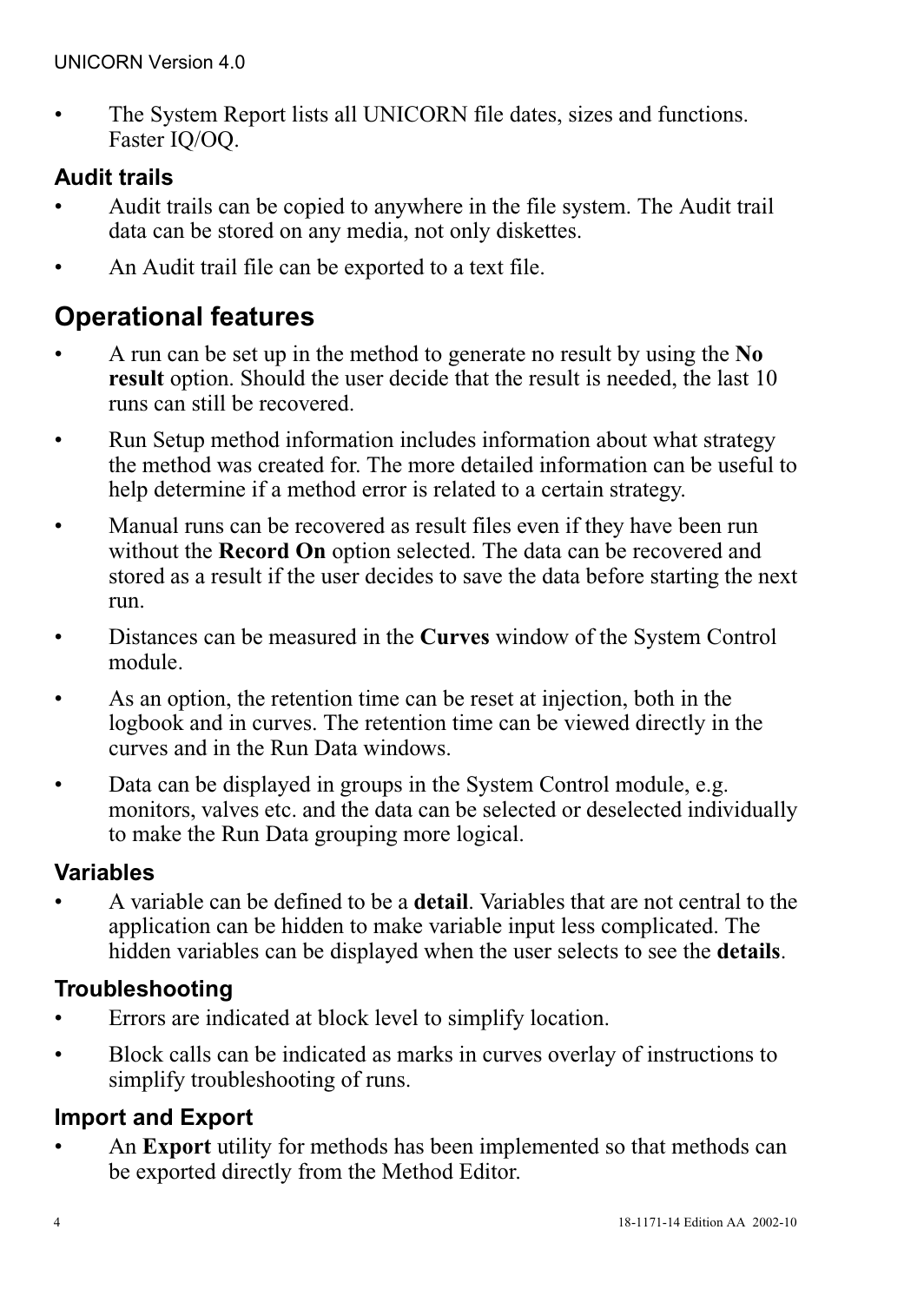- The System Report lists all UNICORN file dates, sizes and functions. Faster IQ/OQ.

### Audit trails

- Audit trails can be copied to anywhere in the file system. The Audit trail data can be stored on any media, not only diskettes.
- An Audit trail file can be exported to a text file.

## Operational features

- A run can be set up in the method to generate no result by using the **No result** option. Should the user decide that the result is needed, the last 10 runs can still be recovered.
- Run Setup method information includes information about what strategy the method was created for. The more detailed information can be useful to help determine if a method error is related to a certain strategy.
- Manual runs can be recovered as result files even if they have been run without the **Record On** option selected. The data can be recovered and stored as a result if the user decides to save the data before starting the next run.
- Distances can be measured in the **Curves** window of the System Control module.
- As an option, the retention time can be reset at injection, both in the logbook and in curves. The retention time can be viewed directly in the curves and in the Run Data windows.
- Data can be displayed in groups in the System Control module, e.g. monitors, valves etc. and the data can be selected or deselected individually to make the Run Data grouping more logical.

### Variables

- A variable can be defined to be a **detail**. Variables that are not central to the application can be hidden to make variable input less complicated. The hidden variables can be displayed when the user selects to see the **details**.

### Troubleshooting

- Errors are indicated at block level to simplify location.
- Block calls can be indicated as marks in curves overlay of instructions to simplify troubleshooting of runs.

### Import and Export

- An **Export** utility for methods has been implemented so that methods can be exported directly from the Method Editor.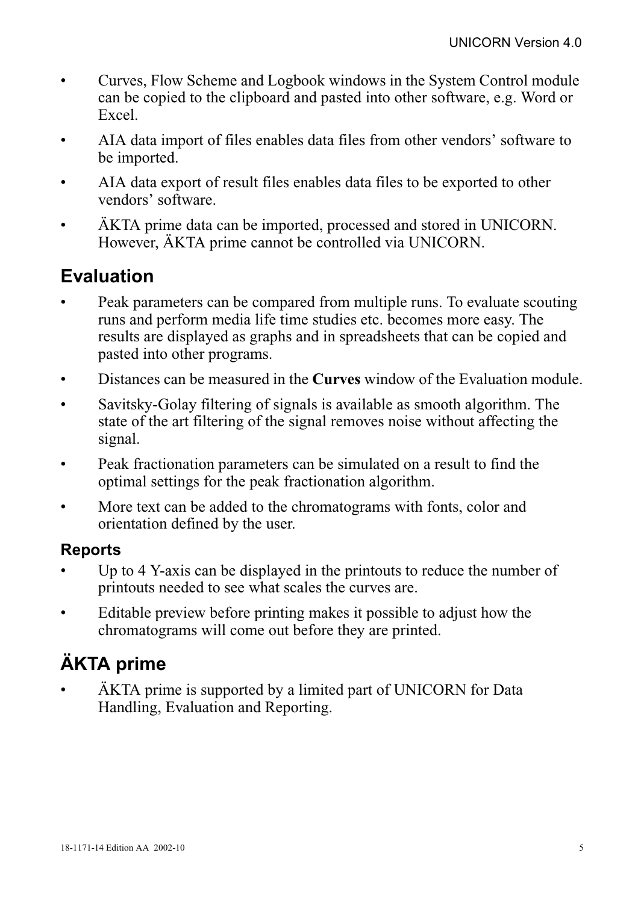- Curves, Flow Scheme and Logbook windows in the System Control module can be copied to the clipboard and pasted into other software, e.g. Word or Excel.
- AIA data import of files enables data files from other vendors' software to be imported.
- AIA data export of result files enables data files to be exported to other vendors' software.
- ÄKTA prime data can be imported, processed and stored in UNICORN. However, ÄKTA prime cannot be controlled via UNICORN.

## Evaluation

- Peak parameters can be compared from multiple runs. To evaluate scouting runs and perform media life time studies etc. becomes more easy. The results are displayed as graphs and in spreadsheets that can be copied and pasted into other programs.
- Distances can be measured in the **Curves** window of the Evaluation module.
- Savitsky-Golay filtering of signals is available as smooth algorithm. The state of the art filtering of the signal removes noise without affecting the signal.
- Peak fractionation parameters can be simulated on a result to find the optimal settings for the peak fractionation algorithm.
- More text can be added to the chromatograms with fonts, color and orientation defined by the user.

### Reports

- Up to 4 Y-axis can be displayed in the printouts to reduce the number of printouts needed to see what scales the curves are.
- Editable preview before printing makes it possible to adjust how the chromatograms will come out before they are printed.

## ÄKTA prime

- ÄKTA prime is supported by a limited part of UNICORN for Data Handling, Evaluation and Reporting.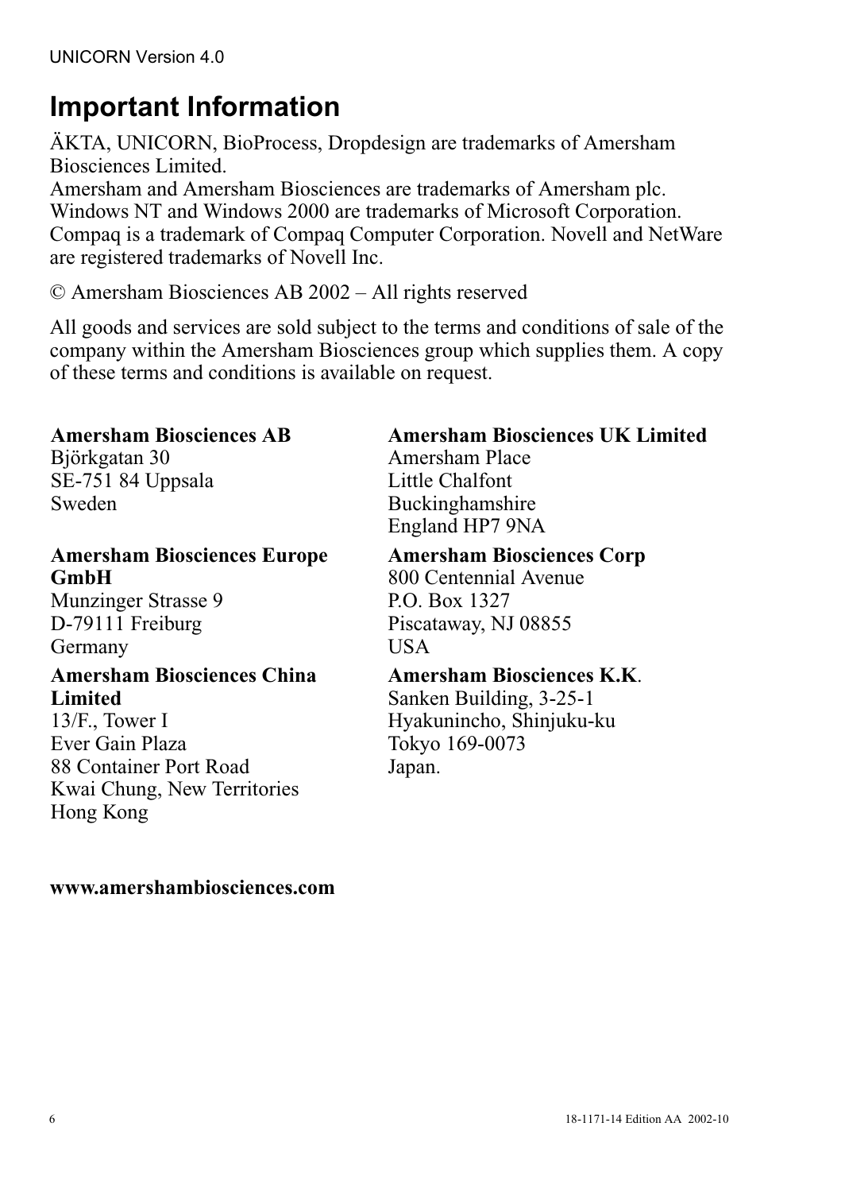# Important Information

ÄKTA, UNICORN, BioProcess, Dropdesign are trademarks of Amersham Biosciences Limited.
Amersham and Amersham Biosciences are trademarks of Amersham plc.
Windows NT and Windows 2000 are trademarks of Microsoft Corporation.
Compaq is a trademark of Compaq Computer Corporation. Novell and NetWare are registered trademarks of Novell Inc.

© Amersham Biosciences AB 2002 – All rights reserved

All goods and services are sold subject to the terms and conditions of sale of the company within the Amersham Biosciences group which supplies them. A copy of these terms and conditions is available on request.

**Amersham Biosciences AB**
Björkgatan 30
SE-751 84 Uppsala
Sweden

**Amersham Biosciences Europe GmbH**
Munzinger Strasse 9
D-79111 Freiburg
Germany

**Amersham Biosciences China Limited**
13/F., Tower I
Ever Gain Plaza
88 Container Port Road
Kwai Chung, New Territories
Hong Kong

**Amersham Biosciences UK Limited**
Amersham Place
Little Chalfont
Buckinghamshire
England HP7 9NA

**Amersham Biosciences Corp**
800 Centennial Avenue
P.O. Box 1327
Piscataway, NJ 08855
USA

**Amersham Biosciences K.K**.
Sanken Building, 3-25-1
Hyakunincho, Shinjuku-ku
Tokyo 169-0073
Japan.

**www.amershambiosciences.com**

18-1171-14 Edition AA 2002-10